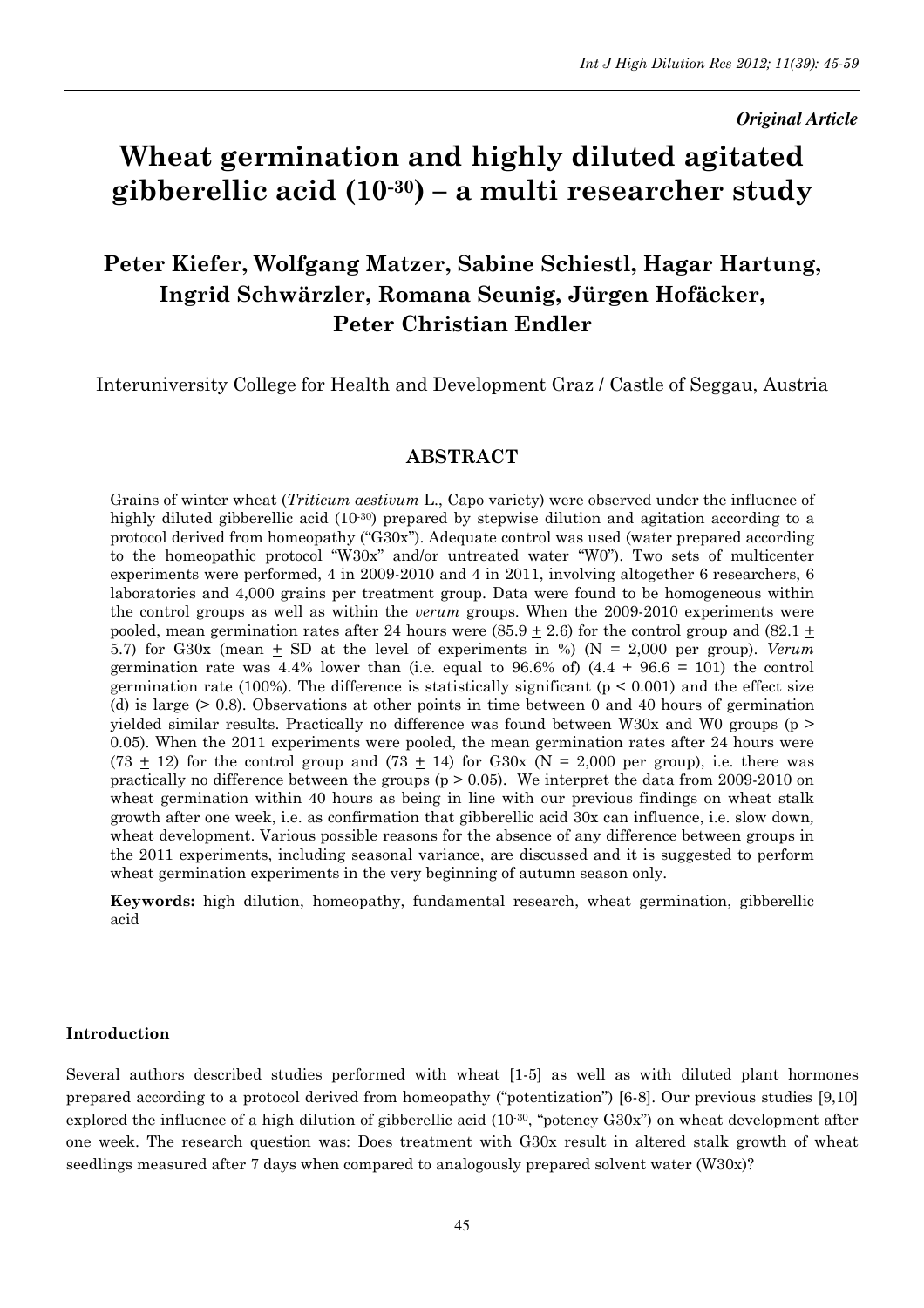*Original Article*

# Wheat germination and highly diluted agitated gibberellic acid ($10^{-30}$) – a multi researcher study

**Peter Kiefer, Wolfgang Matzer, Sabine Schiestl, Hagar Hartung, Ingrid Schwärzler, Romana Seunig, Jürgen Hofäcker, Peter Christian Endler**

Interuniversity College for Health and Development Graz / Castle of Seggau, Austria

## ABSTRACT

Grains of winter wheat (*Triticum aestivum* L., Capo variety) were observed under the influence of highly diluted gibberellic acid ($10^{-30}$) prepared by stepwise dilution and agitation according to a protocol derived from homeopathy ("G30x"). Adequate control was used (water prepared according to the homeopathic protocol "W30x" and/or untreated water "W0"). Two sets of multicenter experiments were performed, 4 in 2009-2010 and 4 in 2011, involving altogether 6 researchers, 6 laboratories and 4,000 grains per treatment group. Data were found to be homogeneous within the control groups as well as within the *verum* groups. When the 2009-2010 experiments were pooled, mean germination rates after 24 hours were (85.9 $\pm$ 2.6) for the control group and (82.1 $\pm$ 5.7) for G30x (mean $\pm$ SD at the level of experiments in %) (N = 2,000 per group). *Verum* germination rate was 4.4% lower than (i.e. equal to 96.6% of) (4.4 + 96.6 = 101) the control germination rate (100%). The difference is statistically significant ($p < 0.001$) and the effect size (d) is large (> 0.8). Observations at other points in time between 0 and 40 hours of germination yielded similar results. Practically no difference was found between W30x and W0 groups ($p > 0.05$). When the 2011 experiments were pooled, the mean germination rates after 24 hours were (73 $\pm$ 12) for the control group and (73 $\pm$ 14) for G30x (N = 2,000 per group), i.e. there was practically no difference between the groups ($p > 0.05$). We interpret the data from 2009-2010 on wheat germination within 40 hours as being in line with our previous findings on wheat stalk growth after one week, i.e. as confirmation that gibberellic acid 30x can influence, i.e. slow down, wheat development. Various possible reasons for the absence of any difference between groups in the 2011 experiments, including seasonal variance, are discussed and it is suggested to perform wheat germination experiments in the very beginning of autumn season only.

**Keywords:** high dilution, homeopathy, fundamental research, wheat germination, gibberellic acid

### Introduction

Several authors described studies performed with wheat [1-5] as well as with diluted plant hormones prepared according to a protocol derived from homeopathy ("potentization") [6-8]. Our previous studies [9,10] explored the influence of a high dilution of gibberellic acid ($10^{-30}$, "potency G30x") on wheat development after one week. The research question was: Does treatment with G30x result in altered stalk growth of wheat seedlings measured after 7 days when compared to analogously prepared solvent water (W30x)?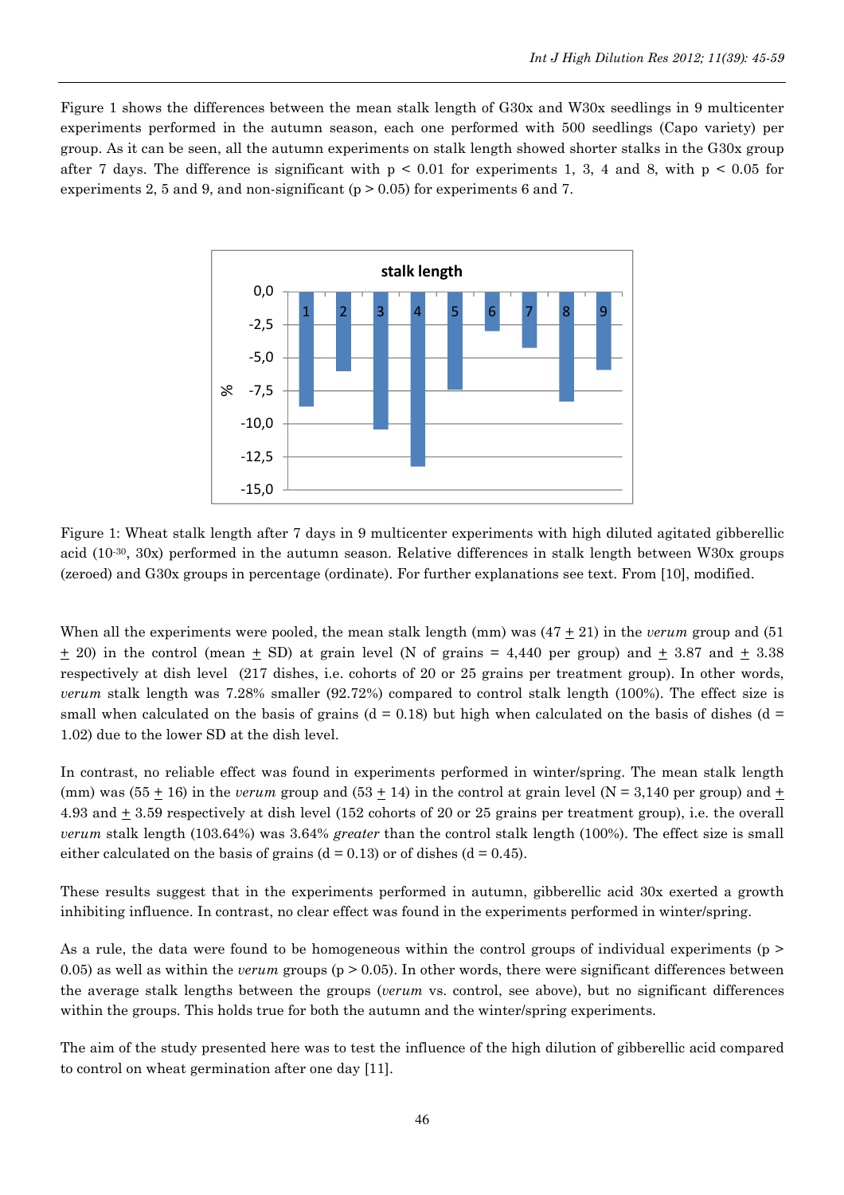Figure 1 shows the differences between the mean stalk length of G30x and W30x seedlings in 9 multicenter experiments performed in the autumn season, each one performed with 500 seedlings (Capo variety) per group. As it can be seen, all the autumn experiments on stalk length showed shorter stalks in the G30x group after 7 days. The difference is significant with $p < 0.01$ for experiments 1, 3, 4 and 8, with $p < 0.05$ for experiments 2, 5 and 9, and non-significant ($p > 0.05$) for experiments 6 and 7.

Figure 1: Wheat stalk length after 7 days in 9 multicenter experiments with high diluted agitated gibberellic acid ($10^{-30}$, 30x) performed in the autumn season. Relative differences in stalk length between W30x groups (zeroed) and G30x groups in percentage (ordinate). For further explanations see text. From [10], modified.

When all the experiments were pooled, the mean stalk length (mm) was (47 ± 21) in the *verum* group and (51 ± 20) in the control (mean ± SD) at grain level (N of grains = 4,440 per group) and ± 3.87 and ± 3.38 respectively at dish level (217 dishes, i.e. cohorts of 20 or 25 grains per treatment group). In other words, *verum* stalk length was 7.28% smaller (92.72%) compared to control stalk length (100%). The effect size is small when calculated on the basis of grains ($d = 0.18$) but high when calculated on the basis of dishes ($d = 1.02$) due to the lower SD at the dish level.

In contrast, no reliable effect was found in experiments performed in winter/spring. The mean stalk length (mm) was (55 ± 16) in the *verum* group and (53 ± 14) in the control at grain level (N = 3,140 per group) and ± 4.93 and ± 3.59 respectively at dish level (152 cohorts of 20 or 25 grains per treatment group), i.e. the overall *verum* stalk length (103.64%) was 3.64% *greater* than the control stalk length (100%). The effect size is small either calculated on the basis of grains ($d = 0.13$) or of dishes ($d = 0.45$).

These results suggest that in the experiments performed in autumn, gibberellic acid 30x exerted a growth inhibiting influence. In contrast, no clear effect was found in the experiments performed in winter/spring.

As a rule, the data were found to be homogeneous within the control groups of individual experiments ($p > 0.05$) as well as within the *verum* groups ($p > 0.05$). In other words, there were significant differences between the average stalk lengths between the groups (*verum* vs. control, see above), but no significant differences within the groups. This holds true for both the autumn and the winter/spring experiments.

The aim of the study presented here was to test the influence of the high dilution of gibberellic acid compared to control on wheat germination after one day [11].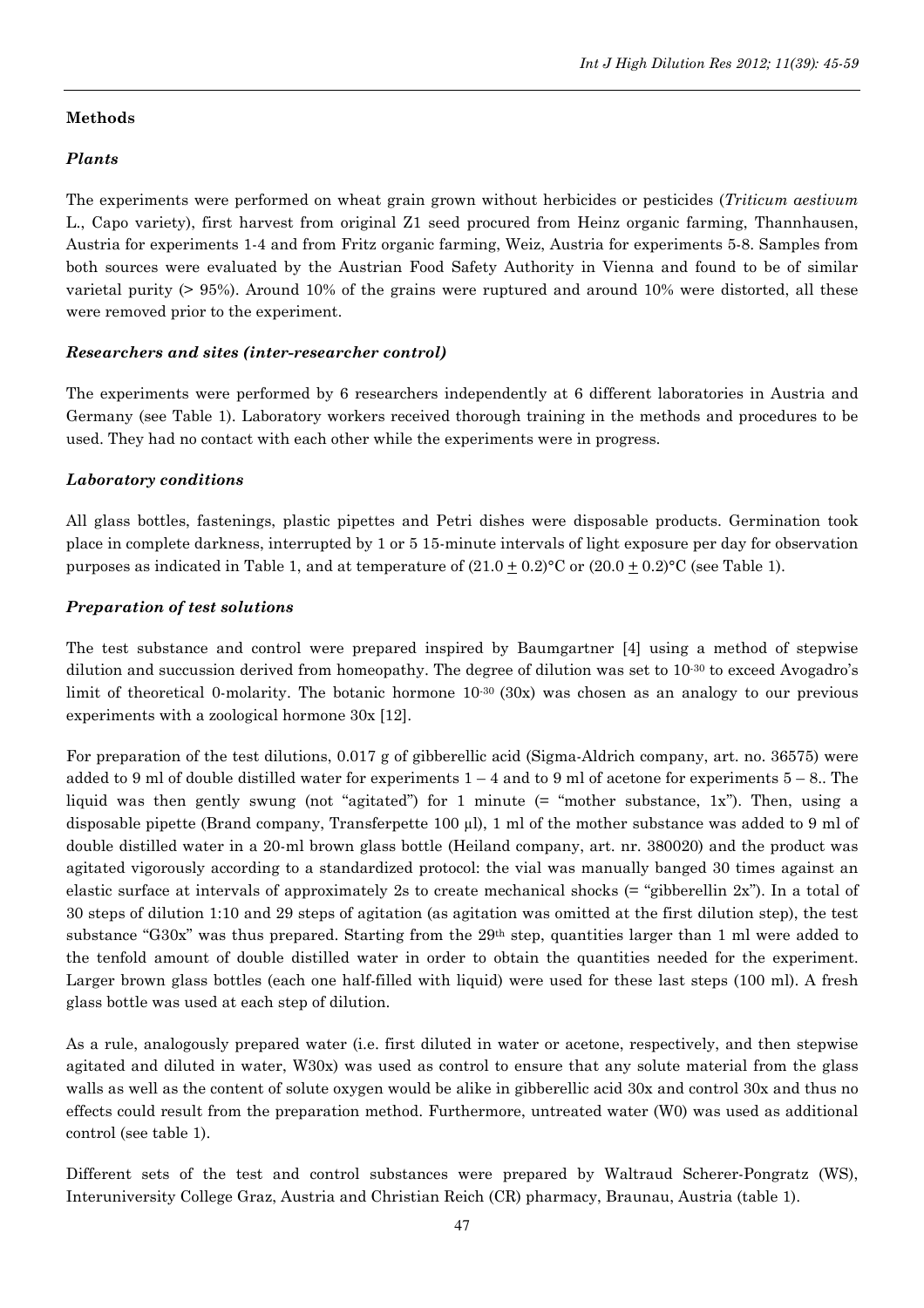## Methods

### *Plants*

The experiments were performed on wheat grain grown without herbicides or pesticides (*Triticum aestivum* L., Capo variety), first harvest from original Z1 seed procured from Heinz organic farming, Thannhausen, Austria for experiments 1-4 and from Fritz organic farming, Weiz, Austria for experiments 5-8. Samples from both sources were evaluated by the Austrian Food Safety Authority in Vienna and found to be of similar varietal purity (> 95%). Around 10% of the grains were ruptured and around 10% were distorted, all these were removed prior to the experiment.

### *Researchers and sites (inter-researcher control)*

The experiments were performed by 6 researchers independently at 6 different laboratories in Austria and Germany (see Table 1). Laboratory workers received thorough training in the methods and procedures to be used. They had no contact with each other while the experiments were in progress.

### *Laboratory conditions*

All glass bottles, fastenings, plastic pipettes and Petri dishes were disposable products. Germination took place in complete darkness, interrupted by 1 or 5 15-minute intervals of light exposure per day for observation purposes as indicated in Table 1, and at temperature of $(21.0 \pm 0.2)$°C or $(20.0 \pm 0.2)$°C (see Table 1).

### *Preparation of test solutions*

The test substance and control were prepared inspired by Baumgartner [4] using a method of stepwise dilution and succussion derived from homeopathy. The degree of dilution was set to $10^{-30}$ to exceed Avogadro's limit of theoretical 0-molarity. The botanic hormone $10^{-30}$ (30x) was chosen as an analogy to our previous experiments with a zoological hormone 30x [12].

For preparation of the test dilutions, 0.017 g of gibberellic acid (Sigma-Aldrich company, art. no. 36575) were added to 9 ml of double distilled water for experiments 1 – 4 and to 9 ml of acetone for experiments 5 – 8.. The liquid was then gently swung (not "agitated") for 1 minute (= "mother substance, 1x"). Then, using a disposable pipette (Brand company, Transferpette 100 µl), 1 ml of the mother substance was added to 9 ml of double distilled water in a 20-ml brown glass bottle (Heiland company, art. nr. 380020) and the product was agitated vigorously according to a standardized protocol: the vial was manually banged 30 times against an elastic surface at intervals of approximately 2s to create mechanical shocks (= "gibberellin 2x"). In a total of 30 steps of dilution 1:10 and 29 steps of agitation (as agitation was omitted at the first dilution step), the test substance "G30x" was thus prepared. Starting from the 29th step, quantities larger than 1 ml were added to the tenfold amount of double distilled water in order to obtain the quantities needed for the experiment. Larger brown glass bottles (each one half-filled with liquid) were used for these last steps (100 ml). A fresh glass bottle was used at each step of dilution.

As a rule, analogously prepared water (i.e. first diluted in water or acetone, respectively, and then stepwise agitated and diluted in water, W30x) was used as control to ensure that any solute material from the glass walls as well as the content of solute oxygen would be alike in gibberellic acid 30x and control 30x and thus no effects could result from the preparation method. Furthermore, untreated water (W0) was used as additional control (see table 1).

Different sets of the test and control substances were prepared by Waltraud Scherer-Pongratz (WS), Interuniversity College Graz, Austria and Christian Reich (CR) pharmacy, Braunau, Austria (table 1).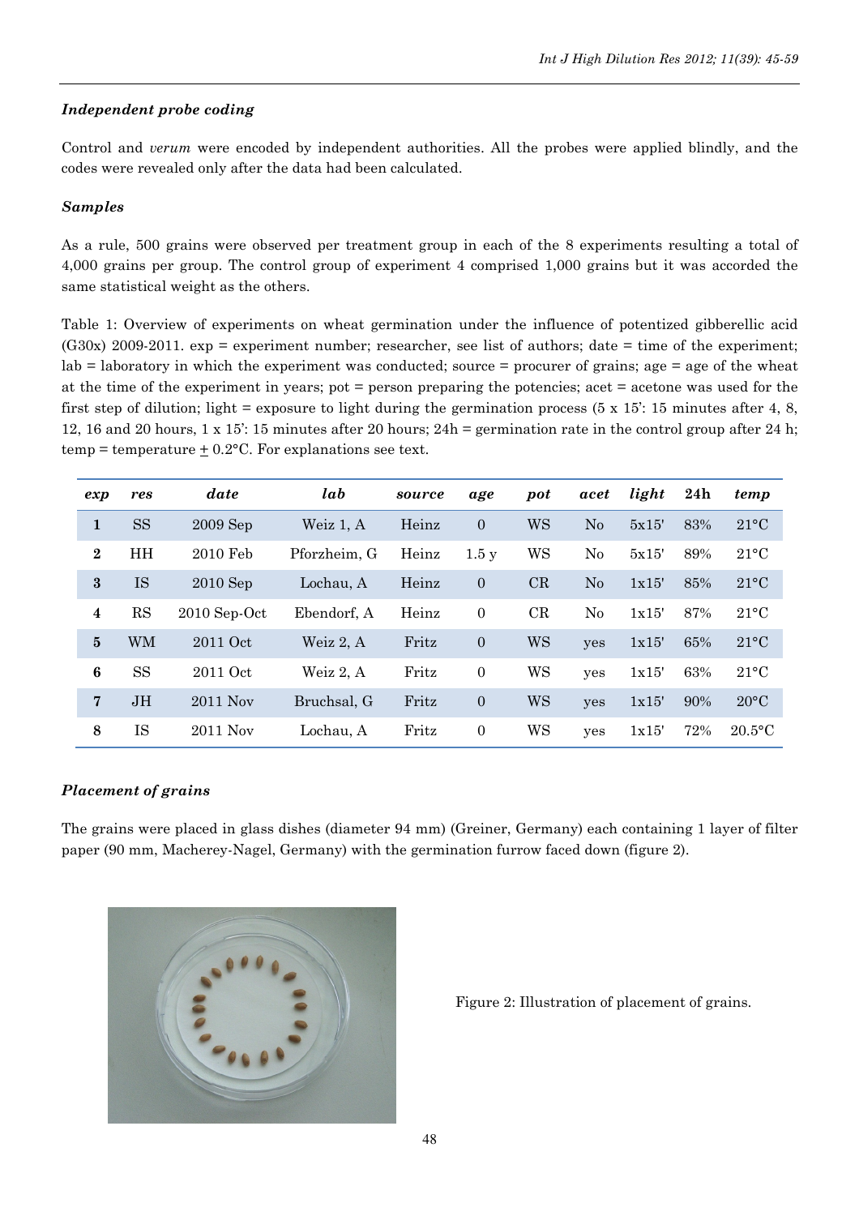### *Independent probe coding*

Control and *verum* were encoded by independent authorities. All the probes were applied blindly, and the codes were revealed only after the data had been calculated.

### *Samples*

As a rule, 500 grains were observed per treatment group in each of the 8 experiments resulting a total of 4,000 grains per group. The control group of experiment 4 comprised 1,000 grains but it was accorded the same statistical weight as the others.

Table 1: Overview of experiments on wheat germination under the influence of potentized gibberellic acid (G30x) 2009-2011. exp = experiment number; researcher, see list of authors; date = time of the experiment; lab = laboratory in which the experiment was conducted; source = procurer of grains; age = age of the wheat at the time of the experiment in years; pot = person preparing the potencies; acet = acetone was used for the first step of dilution; light = exposure to light during the germination process (5 x 15': 15 minutes after 4, 8, 12, 16 and 20 hours, 1 x 15': 15 minutes after 20 hours; 24h = germination rate in the control group after 24 h; temp = temperature ± 0.2°C. For explanations see text.

| *exp* | *res* | *date* | *lab* | *source* | *age* | *pot* | *acet* | *light* | **24h** | *temp* |
|---|---|---|---|---|---|---|---|---|---|---|
| **1** | SS | 2009 Sep | Weiz 1, A | Heinz | 0 | WS | No | 5x15' | 83% | 21°C |
| **2** | HH | 2010 Feb | Pforzheim, G | Heinz | 1.5 y | WS | No | 5x15' | 89% | 21°C |
| **3** | IS | 2010 Sep | Lochau, A | Heinz | 0 | CR | No | 1x15' | 85% | 21°C |
| **4** | RS | 2010 Sep-Oct | Ebendorf, A | Heinz | 0 | CR | No | 1x15' | 87% | 21°C |
| **5** | WM | 2011 Oct | Weiz 2, A | Fritz | 0 | WS | yes | 1x15' | 65% | 21°C |
| **6** | SS | 2011 Oct | Weiz 2, A | Fritz | 0 | WS | yes | 1x15' | 63% | 21°C |
| **7** | JH | 2011 Nov | Bruchsal, G | Fritz | 0 | WS | yes | 1x15' | 90% | 20°C |
| **8** | IS | 2011 Nov | Lochau, A | Fritz | 0 | WS | yes | 1x15' | 72% | 20.5°C |

### *Placement of grains*

The grains were placed in glass dishes (diameter 94 mm) (Greiner, Germany) each containing 1 layer of filter paper (90 mm, Macherey-Nagel, Germany) with the germination furrow faced down (figure 2).

Figure 2: Illustration of placement of grains.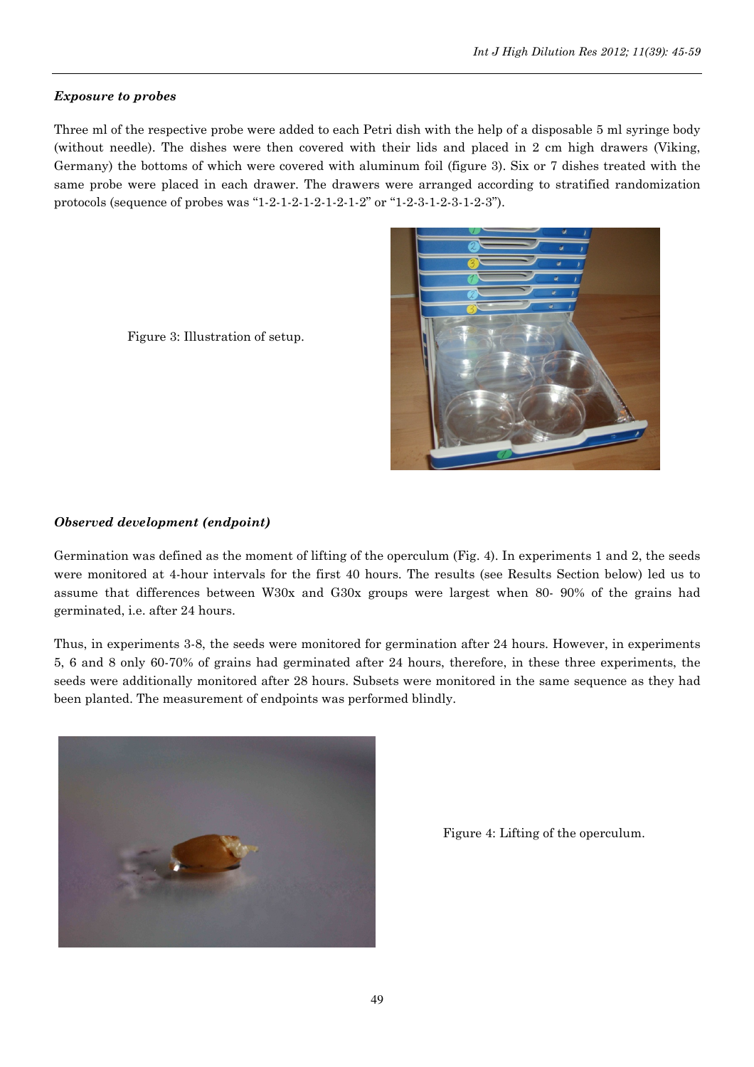***Exposure to probes***

Three ml of the respective probe were added to each Petri dish with the help of a disposable 5 ml syringe body (without needle). The dishes were then covered with their lids and placed in 2 cm high drawers (Viking, Germany) the bottoms of which were covered with aluminum foil (figure 3). Six or 7 dishes treated with the same probe were placed in each drawer. The drawers were arranged according to stratified randomization protocols (sequence of probes was "1-2-1-2-1-2-1-2-1-2" or "1-2-3-1-2-3-1-2-3").

Figure 3: Illustration of setup.

***Observed development (endpoint)***

Germination was defined as the moment of lifting of the operculum (Fig. 4). In experiments 1 and 2, the seeds were monitored at 4-hour intervals for the first 40 hours. The results (see Results Section below) led us to assume that differences between W30x and G30x groups were largest when 80- 90% of the grains had germinated, i.e. after 24 hours.

Thus, in experiments 3-8, the seeds were monitored for germination after 24 hours. However, in experiments 5, 6 and 8 only 60-70% of grains had germinated after 24 hours, therefore, in these three experiments, the seeds were additionally monitored after 28 hours. Subsets were monitored in the same sequence as they had been planted. The measurement of endpoints was performed blindly.

Figure 4: Lifting of the operculum.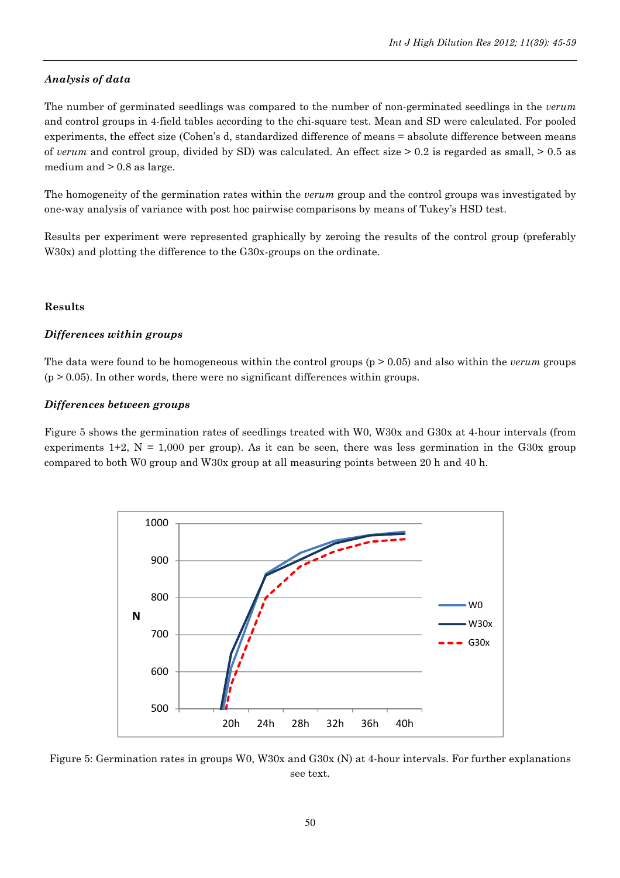### *Analysis of data*

The number of germinated seedlings was compared to the number of non-germinated seedlings in the *verum* and control groups in 4-field tables according to the chi-square test. Mean and SD were calculated. For pooled experiments, the effect size (Cohen's d, standardized difference of means = absolute difference between means of *verum* and control group, divided by SD) was calculated. An effect size > 0.2 is regarded as small, > 0.5 as medium and > 0.8 as large.

The homogeneity of the germination rates within the *verum* group and the control groups was investigated by one-way analysis of variance with post hoc pairwise comparisons by means of Tukey's HSD test.

Results per experiment were represented graphically by zeroing the results of the control group (preferably W30x) and plotting the difference to the G30x-groups on the ordinate.

## Results

### *Differences within groups*

The data were found to be homogeneous within the control groups ($p > 0.05$) and also within the *verum* groups ($p > 0.05$). In other words, there were no significant differences within groups.

### *Differences between groups*

Figure 5 shows the germination rates of seedlings treated with W0, W30x and G30x at 4-hour intervals (from experiments 1+2, N = 1,000 per group). As it can be seen, there was less germination in the G30x group compared to both W0 group and W30x group at all measuring points between 20 h and 40 h.

Figure 5: Germination rates in groups W0, W30x and G30x (N) at 4-hour intervals. For further explanations see text.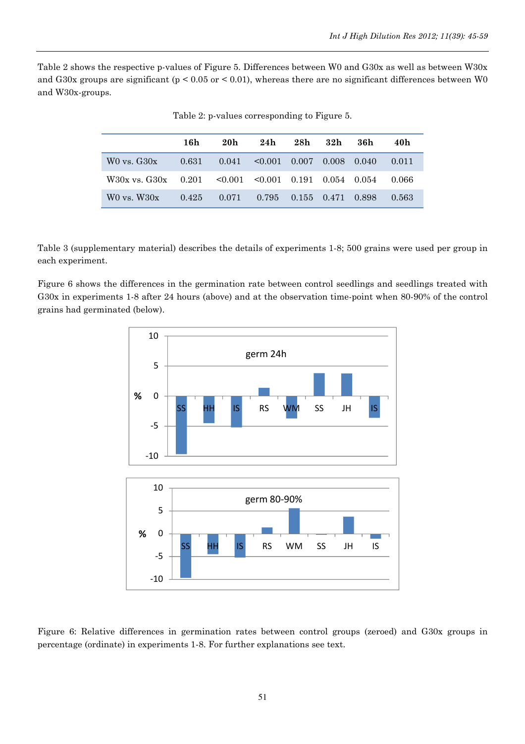Table 2 shows the respective p-values of Figure 5. Differences between W0 and G30x as well as between W30x and G30x groups are significant ($p < 0.05$ or $< 0.01$), whereas there are no significant differences between W0 and W30x-groups.

Table 2: p-values corresponding to Figure 5.

| | 16h | 20h | 24h | 28h | 32h | 36h | 40h |
|---|---|---|---|---|---|---|---|
| W0 vs. G30x | 0.631 | 0.041 | <0.001 | 0.007 | 0.008 | 0.040 | 0.011 |
| W30x vs. G30x | 0.201 | <0.001 | <0.001 | 0.191 | 0.054 | 0.054 | 0.066 |
| W0 vs. W30x | 0.425 | 0.071 | 0.795 | 0.155 | 0.471 | 0.898 | 0.563 |

Table 3 (supplementary material) describes the details of experiments 1-8; 500 grains were used per group in each experiment.

Figure 6 shows the differences in the germination rate between control seedlings and seedlings treated with G30x in experiments 1-8 after 24 hours (above) and at the observation time-point when 80-90% of the control grains had germinated (below).

Figure 6: Relative differences in germination rates between control groups (zeroed) and G30x groups in percentage (ordinate) in experiments 1-8. For further explanations see text.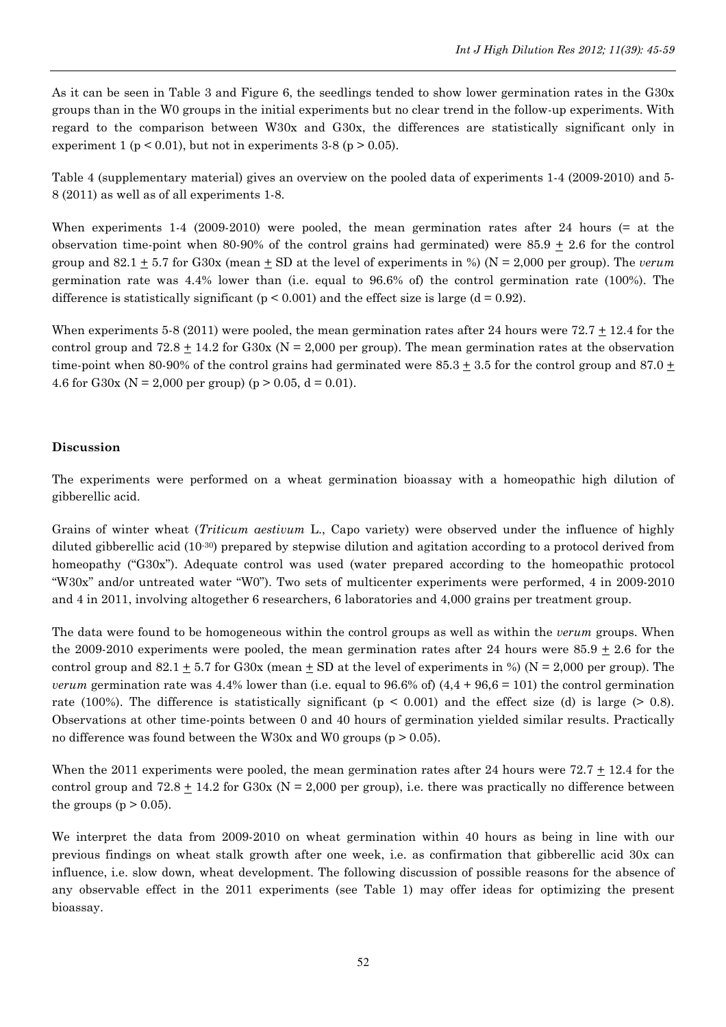As it can be seen in Table 3 and Figure 6, the seedlings tended to show lower germination rates in the G30x groups than in the W0 groups in the initial experiments but no clear trend in the follow-up experiments. With regard to the comparison between W30x and G30x, the differences are statistically significant only in experiment 1 ($p < 0.01$), but not in experiments 3-8 ($p > 0.05$).

Table 4 (supplementary material) gives an overview on the pooled data of experiments 1-4 (2009-2010) and 5-8 (2011) as well as of all experiments 1-8.

When experiments 1-4 (2009-2010) were pooled, the mean germination rates after 24 hours (= at the observation time-point when 80-90% of the control grains had germinated) were 85.9 $\pm$ 2.6 for the control group and 82.1 $\pm$ 5.7 for G30x (mean $\pm$ SD at the level of experiments in %) (N = 2,000 per group). The *verum* germination rate was 4.4% lower than (i.e. equal to 96.6% of) the control germination rate (100%). The difference is statistically significant ($p < 0.001$) and the effect size is large ($d = 0.92$).

When experiments 5-8 (2011) were pooled, the mean germination rates after 24 hours were 72.7 $\pm$ 12.4 for the control group and 72.8 $\pm$ 14.2 for G30x (N = 2,000 per group). The mean germination rates at the observation time-point when 80-90% of the control grains had germinated were 85.3 $\pm$ 3.5 for the control group and 87.0 $\pm$ 4.6 for G30x (N = 2,000 per group) ($p > 0.05$, $d = 0.01$).

**Discussion**

The experiments were performed on a wheat germination bioassay with a homeopathic high dilution of gibberellic acid.

Grains of winter wheat (*Triticum aestivum* L., Capo variety) were observed under the influence of highly diluted gibberellic acid ($10^{-30}$) prepared by stepwise dilution and agitation according to a protocol derived from homeopathy ("G30x"). Adequate control was used (water prepared according to the homeopathic protocol "W30x" and/or untreated water "W0"). Two sets of multicenter experiments were performed, 4 in 2009-2010 and 4 in 2011, involving altogether 6 researchers, 6 laboratories and 4,000 grains per treatment group.

The data were found to be homogeneous within the control groups as well as within the *verum* groups. When the 2009-2010 experiments were pooled, the mean germination rates after 24 hours were 85.9 $\pm$ 2.6 for the control group and 82.1 $\pm$ 5.7 for G30x (mean $\pm$ SD at the level of experiments in %) (N = 2,000 per group). The *verum* germination rate was 4.4% lower than (i.e. equal to 96.6% of) (4,4 + 96,6 = 101) the control germination rate (100%). The difference is statistically significant ($p < 0.001$) and the effect size (d) is large (> 0.8). Observations at other time-points between 0 and 40 hours of germination yielded similar results. Practically no difference was found between the W30x and W0 groups ($p > 0.05$).

When the 2011 experiments were pooled, the mean germination rates after 24 hours were 72.7 $\pm$ 12.4 for the control group and 72.8 $\pm$ 14.2 for G30x (N = 2,000 per group), i.e. there was practically no difference between the groups ($p > 0.05$).

We interpret the data from 2009-2010 on wheat germination within 40 hours as being in line with our previous findings on wheat stalk growth after one week, i.e. as confirmation that gibberellic acid 30x can influence, i.e. slow down, wheat development. The following discussion of possible reasons for the absence of any observable effect in the 2011 experiments (see Table 1) may offer ideas for optimizing the present bioassay.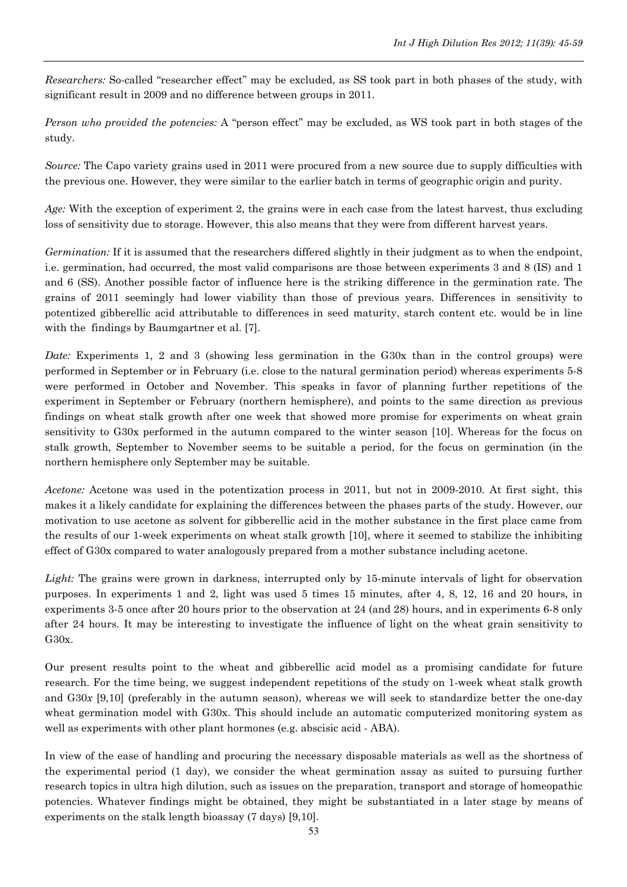*Researchers:* So-called "researcher effect" may be excluded, as SS took part in both phases of the study, with significant result in 2009 and no difference between groups in 2011.

*Person who provided the potencies:* A "person effect" may be excluded, as WS took part in both stages of the study.

*Source:* The Capo variety grains used in 2011 were procured from a new source due to supply difficulties with the previous one. However, they were similar to the earlier batch in terms of geographic origin and purity.

*Age:* With the exception of experiment 2, the grains were in each case from the latest harvest, thus excluding loss of sensitivity due to storage. However, this also means that they were from different harvest years.

*Germination:* If it is assumed that the researchers differed slightly in their judgment as to when the endpoint, i.e. germination, had occurred, the most valid comparisons are those between experiments 3 and 8 (IS) and 1 and 6 (SS). Another possible factor of influence here is the striking difference in the germination rate. The grains of 2011 seemingly had lower viability than those of previous years. Differences in sensitivity to potentized gibberellic acid attributable to differences in seed maturity, starch content etc. would be in line with the findings by Baumgartner et al. [7].

*Date:* Experiments 1, 2 and 3 (showing less germination in the G30x than in the control groups) were performed in September or in February (i.e. close to the natural germination period) whereas experiments 5-8 were performed in October and November. This speaks in favor of planning further repetitions of the experiment in September or February (northern hemisphere), and points to the same direction as previous findings on wheat stalk growth after one week that showed more promise for experiments on wheat grain sensitivity to G30x performed in the autumn compared to the winter season [10]. Whereas for the focus on stalk growth, September to November seems to be suitable a period, for the focus on germination (in the northern hemisphere only September may be suitable.

*Acetone:* Acetone was used in the potentization process in 2011, but not in 2009-2010. At first sight, this makes it a likely candidate for explaining the differences between the phases parts of the study. However, our motivation to use acetone as solvent for gibberellic acid in the mother substance in the first place came from the results of our 1-week experiments on wheat stalk growth [10], where it seemed to stabilize the inhibiting effect of G30x compared to water analogously prepared from a mother substance including acetone.

*Light:* The grains were grown in darkness, interrupted only by 15-minute intervals of light for observation purposes. In experiments 1 and 2, light was used 5 times 15 minutes, after 4, 8, 12, 16 and 20 hours, in experiments 3-5 once after 20 hours prior to the observation at 24 (and 28) hours, and in experiments 6-8 only after 24 hours. It may be interesting to investigate the influence of light on the wheat grain sensitivity to G30x.

Our present results point to the wheat and gibberellic acid model as a promising candidate for future research. For the time being, we suggest independent repetitions of the study on 1-week wheat stalk growth and G30*x* [9,10] (preferably in the autumn season), whereas we will seek to standardize better the one-day wheat germination model with G30x. This should include an automatic computerized monitoring system as well as experiments with other plant hormones (e.g. abscisic acid - ABA).

In view of the ease of handling and procuring the necessary disposable materials as well as the shortness of the experimental period (1 day), we consider the wheat germination assay as suited to pursuing further research topics in ultra high dilution, such as issues on the preparation, transport and storage of homeopathic potencies. Whatever findings might be obtained, they might be substantiated in a later stage by means of experiments on the stalk length bioassay (7 days) [9,10].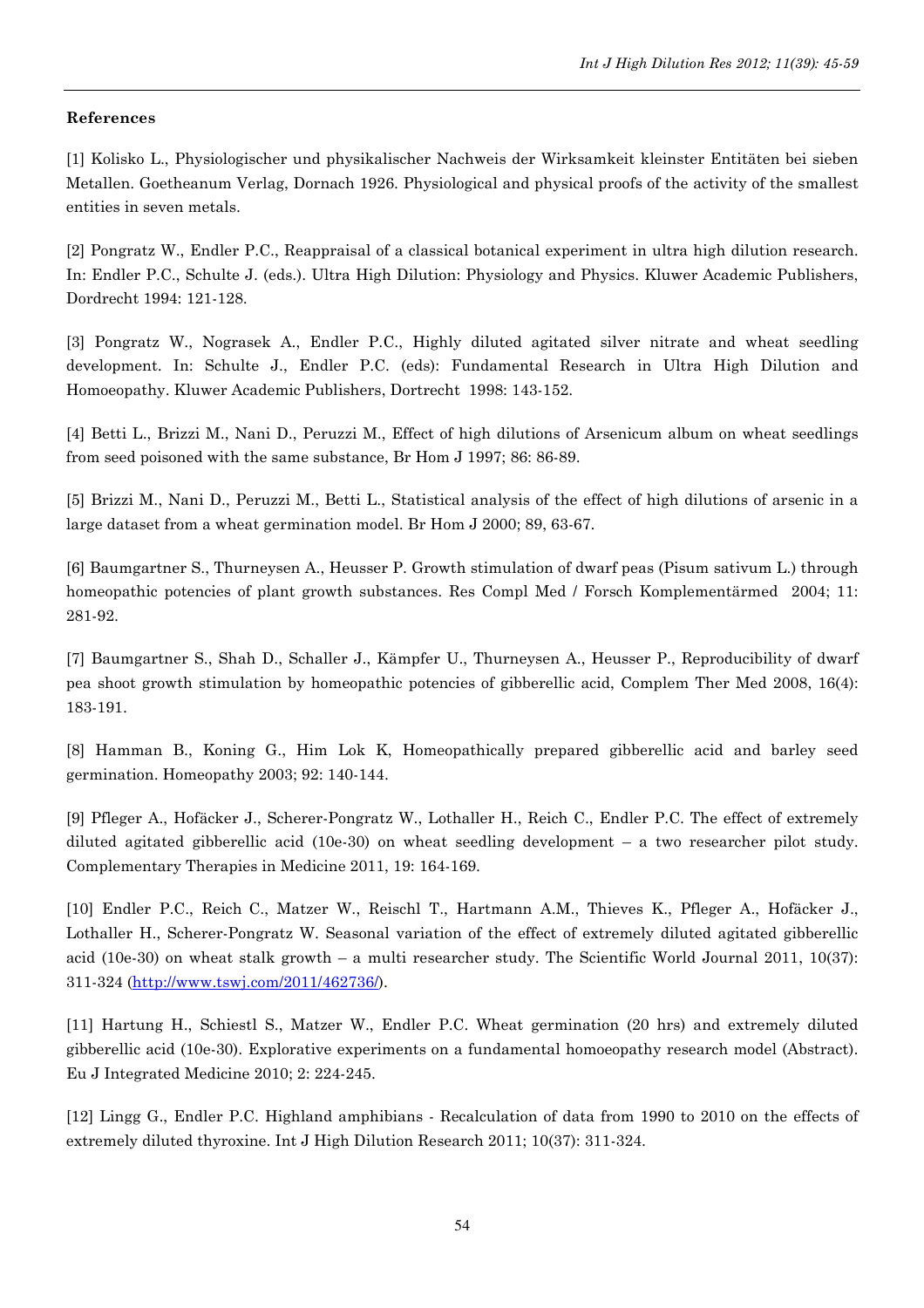**References**

[1] Kolisko L., Physiologischer und physikalischer Nachweis der Wirksamkeit kleinster Entitäten bei sieben Metallen. Goetheanum Verlag, Dornach 1926. Physiological and physical proofs of the activity of the smallest entities in seven metals.

[2] Pongratz W., Endler P.C., Reappraisal of a classical botanical experiment in ultra high dilution research. In: Endler P.C., Schulte J. (eds.). Ultra High Dilution: Physiology and Physics. Kluwer Academic Publishers, Dordrecht 1994: 121-128.

[3] Pongratz W., Nograsek A., Endler P.C., Highly diluted agitated silver nitrate and wheat seedling development. In: Schulte J., Endler P.C. (eds): Fundamental Research in Ultra High Dilution and Homoeopathy. Kluwer Academic Publishers, Dortrecht 1998: 143-152.

[4] Betti L., Brizzi M., Nani D., Peruzzi M., Effect of high dilutions of Arsenicum album on wheat seedlings from seed poisoned with the same substance, Br Hom J 1997; 86: 86-89.

[5] Brizzi M., Nani D., Peruzzi M., Betti L., Statistical analysis of the effect of high dilutions of arsenic in a large dataset from a wheat germination model. Br Hom J 2000; 89, 63-67.

[6] Baumgartner S., Thurneysen A., Heusser P. Growth stimulation of dwarf peas (Pisum sativum L.) through homeopathic potencies of plant growth substances. Res Compl Med / Forsch Komplementärmed 2004; 11: 281-92.

[7] Baumgartner S., Shah D., Schaller J., Kämpfer U., Thurneysen A., Heusser P., Reproducibility of dwarf pea shoot growth stimulation by homeopathic potencies of gibberellic acid, Complem Ther Med 2008, 16(4): 183-191.

[8] Hamman B., Koning G., Him Lok K, Homeopathically prepared gibberellic acid and barley seed germination. Homeopathy 2003; 92: 140-144.

[9] Pfleger A., Hofäcker J., Scherer-Pongratz W., Lothaller H., Reich C., Endler P.C. The effect of extremely diluted agitated gibberellic acid (10e-30) on wheat seedling development – a two researcher pilot study. Complementary Therapies in Medicine 2011, 19: 164-169.

[10] Endler P.C., Reich C., Matzer W., Reischl T., Hartmann A.M., Thieves K., Pfleger A., Hofäcker J., Lothaller H., Scherer-Pongratz W. Seasonal variation of the effect of extremely diluted agitated gibberellic acid (10e-30) on wheat stalk growth – a multi researcher study. The Scientific World Journal 2011, 10(37): 311-324 (http://www.tswj.com/2011/462736/).

[11] Hartung H., Schiestl S., Matzer W., Endler P.C. Wheat germination (20 hrs) and extremely diluted gibberellic acid (10e-30). Explorative experiments on a fundamental homoeopathy research model (Abstract). Eu J Integrated Medicine 2010; 2: 224-245.

[12] Lingg G., Endler P.C. Highland amphibians - Recalculation of data from 1990 to 2010 on the effects of extremely diluted thyroxine. Int J High Dilution Research 2011; 10(37): 311-324.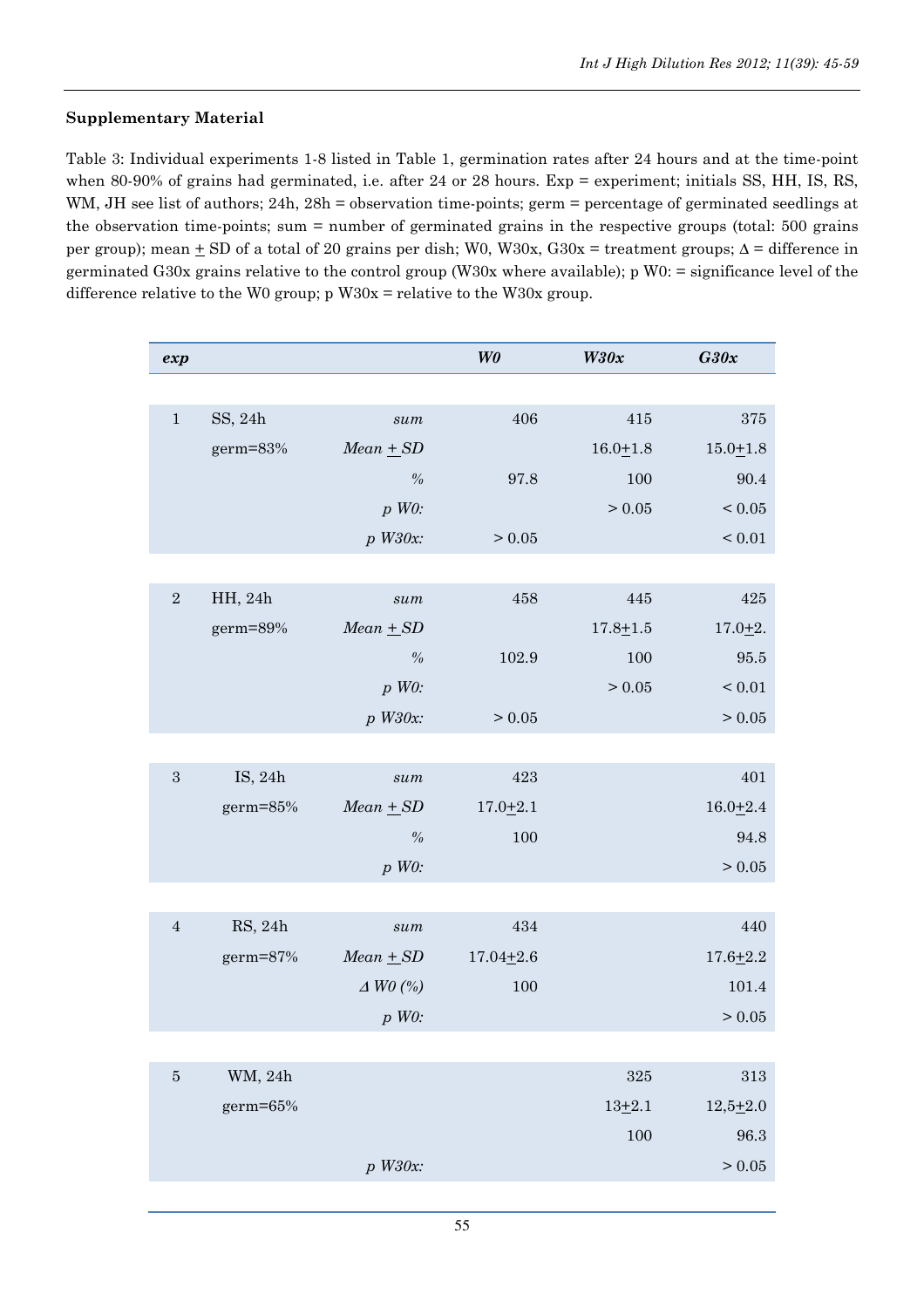**Supplementary Material**

Table 3: Individual experiments 1-8 listed in Table 1, germination rates after 24 hours and at the time-point when 80-90% of grains had germinated, i.e. after 24 or 28 hours. Exp = experiment; initials SS, HH, IS, RS, WM, JH see list of authors; 24h, 28h = observation time-points; germ = percentage of germinated seedlings at the observation time-points; sum = number of germinated grains in the respective groups (total: 500 grains per group); mean ± SD of a total of 20 grains per dish; W0, W30x, G30x = treatment groups; Δ = difference in germinated G30x grains relative to the control group (W30x where available); p W0: = significance level of the difference relative to the W0 group; p W30x = relative to the W30x group.

| *exp* | | | *W0* | *W30x* | *G30x* |
|---|---|---|---|---|---|
| 1 | SS, 24h | *sum* | 406 | 415 | 375 |
| | germ=83% | *Mean ± SD* | | 16.0±1.8 | 15.0±1.8 |
| | | *%* | 97.8 | 100 | 90.4 |
| | | *p W0:* | | > 0.05 | < 0.05 |
| | | *p W30x:* | > 0.05 | | < 0.01 |
| 2 | HH, 24h | *sum* | 458 | 445 | 425 |
| | germ=89% | *Mean ± SD* | | 17.8±1.5 | 17.0±2. |
| | | *%* | 102.9 | 100 | 95.5 |
| | | *p W0:* | | > 0.05 | < 0.01 |
| | | *p W30x:* | > 0.05 | | > 0.05 |
| 3 | IS, 24h | *sum* | 423 | | 401 |
| | germ=85% | *Mean ± SD* | 17.0±2.1 | | 16.0±2.4 |
| | | *%* | 100 | | 94.8 |
| | | *p W0:* | | | > 0.05 |
| 4 | RS, 24h | *sum* | 434 | | 440 |
| | germ=87% | *Mean ± SD* | 17.04±2.6 | | 17.6±2.2 |
| | | *Δ W0 (%)* | 100 | | 101.4 |
| | | *p W0:* | | | > 0.05 |
| 5 | WM, 24h | | | 325 | 313 |
| | germ=65% | | | 13±2.1 | 12,5±2.0 |
| | | | | 100 | 96.3 |
| | | *p W30x:* | | | > 0.05 |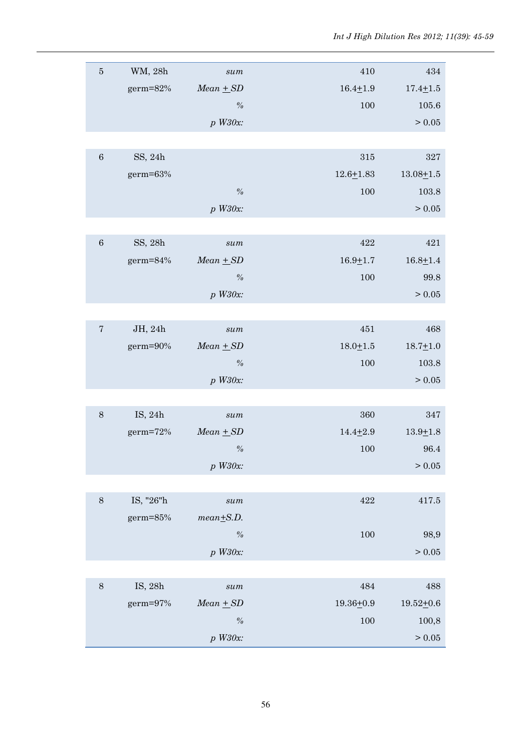| | | | | | |
|---|---|---|---|---|---|
| 5 | WM, 28h | *sum* | | 410 | 434 |
| | germ=82% | *Mean + SD* | | 16.4+1.9 | 17.4+1.5 |
| | | *%* | | 100 | 105.6 |
| | | *p W30x:* | | | > 0.05 |
| | | | | | |
| 6 | SS, 24h | | | 315 | 327 |
| | germ=63% | | | 12.6+1.83 | 13.08+1.5 |
| | | *%* | | 100 | 103.8 |
| | | *p W30x:* | | | > 0.05 |
| | | | | | |
| 6 | SS, 28h | *sum* | | 422 | 421 |
| | germ=84% | *Mean + SD* | | 16.9+1.7 | 16.8+1.4 |
| | | *%* | | 100 | 99.8 |
| | | *p W30x:* | | | > 0.05 |
| | | | | | |
| 7 | JH, 24h | *sum* | | 451 | 468 |
| | germ=90% | *Mean + SD* | | 18.0+1.5 | 18.7+1.0 |
| | | *%* | | 100 | 103.8 |
| | | *p W30x:* | | | > 0.05 |
| | | | | | |
| 8 | IS, 24h | *sum* | | 360 | 347 |
| | germ=72% | *Mean + SD* | | 14.4+2.9 | 13.9+1.8 |
| | | *%* | | 100 | 96.4 |
| | | *p W30x:* | | | > 0.05 |
| | | | | | |
| 8 | IS, "26"h | *sum* | | 422 | 417.5 |
| | germ=85% | *mean+S.D.* | | | |
| | | *%* | | 100 | 98,9 |
| | | *p W30x:* | | | > 0.05 |
| | | | | | |
| 8 | IS, 28h | *sum* | | 484 | 488 |
| | germ=97% | *Mean + SD* | | 19.36+0.9 | 19.52+0.6 |
| | | *%* | | 100 | 100,8 |
| | | *p W30x:* | | | > 0.05 |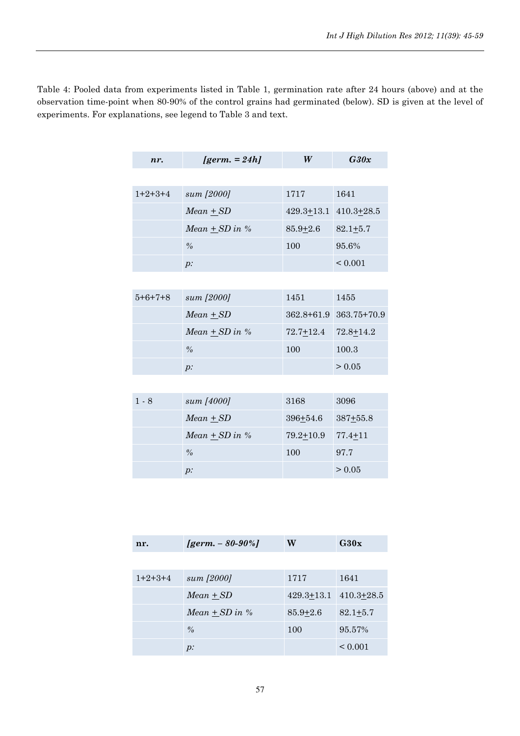Table 4: Pooled data from experiments listed in Table 1, germination rate after 24 hours (above) and at the observation time-point when 80-90% of the control grains had germinated (below). SD is given at the level of experiments. For explanations, see legend to Table 3 and text.

| ***nr.*** | ***[germ. = 24h]*** | ***W*** | ***G30x*** |
|---|---|---|---|
| 1+2+3+4 | *sum [2000]* | 1717 | 1641 |
| | *Mean ± SD* | 429.3±13.1 | 410.3±28.5 |
| | *Mean ± SD in %* | 85.9±2.6 | 82.1±5.7 |
| | *%* | 100 | 95.6% |
| | *p:* | | < 0.001 |
| 5+6+7+8 | *sum [2000]* | 1451 | 1455 |
| | *Mean ± SD* | 362.8+61.9 | 363.75+70.9 |
| | *Mean ± SD in %* | 72.7±12.4 | 72.8±14.2 |
| | *%* | 100 | 100.3 |
| | *p:* | | > 0.05 |
| 1 - 8 | *sum [4000]* | 3168 | 3096 |
| | *Mean ± SD* | 396±54.6 | 387±55.8 |
| | *Mean ± SD in %* | 79.2±10.9 | 77.4±11 |
| | *%* | 100 | 97.7 |
| | *p:* | | > 0.05 |

| **nr.** | ***[germ. – 80-90%]*** | **W** | **G30x** |
|---|---|---|---|
| 1+2+3+4 | *sum [2000]* | 1717 | 1641 |
| | *Mean ± SD* | 429.3±13.1 | 410.3±28.5 |
| | *Mean ± SD in %* | 85.9±2.6 | 82.1±5.7 |
| | *%* | 100 | 95.57% |
| | *p:* | | < 0.001 |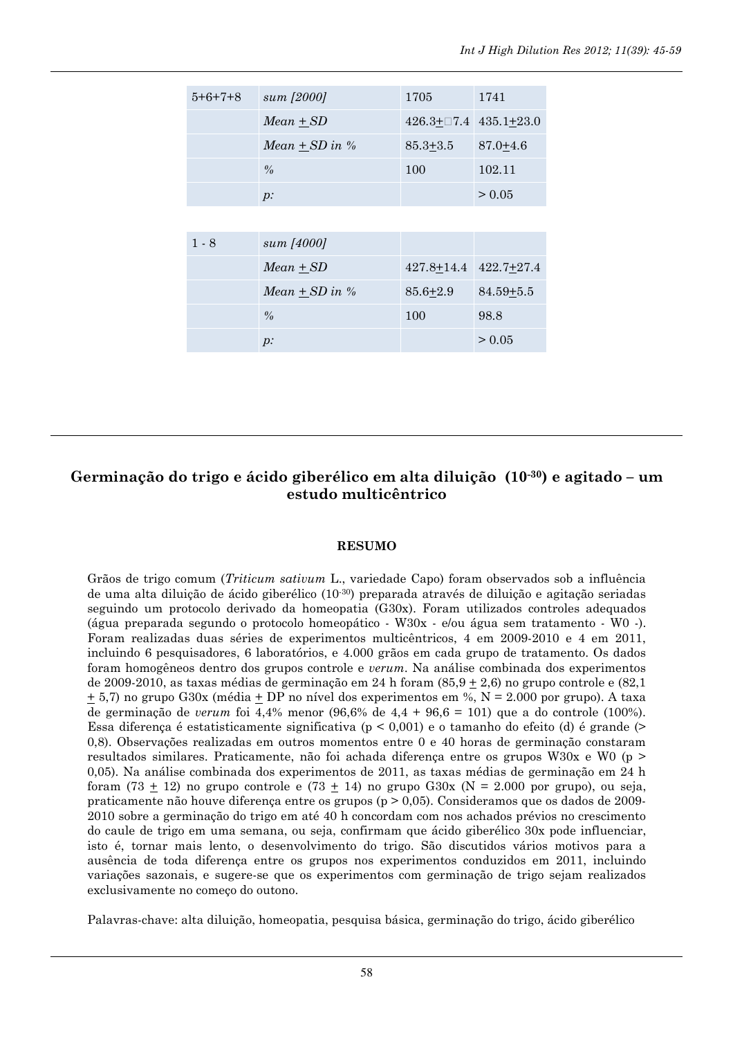| 5+6+7+8 | *sum [2000]* | 1705 | 1741 |
|---|---|---|---|
| | *Mean + SD* | 426.3+□7.4 | 435.1+23.0 |
| | *Mean + SD in %* | 85.3+3.5 | 87.0+4.6 |
| | *%* | 100 | 102.11 |
| | *p:* | | > 0.05 |

| 1 - 8 | *sum [4000]* | | |
|---|---|---|---|
| | *Mean + SD* | 427.8+14.4 | 422.7+27.4 |
| | *Mean + SD in %* | 85.6+2.9 | 84.59+5.5 |
| | *%* | 100 | 98.8 |
| | *p:* | | > 0.05 |

## Germinação do trigo e ácido giberélico em alta diluição ($10^{-30}$) e agitado – um estudo multicêntrico

### RESUMO

Grãos de trigo comum (*Triticum sativum* L., variedade Capo) foram observados sob a influência de uma alta diluição de ácido giberélico ($10^{-30}$) preparada através de diluição e agitação seriadas seguindo um protocolo derivado da homeopatia (G30x). Foram utilizados controles adequados (água preparada segundo o protocolo homeopático - W30x - e/ou água sem tratamento - W0 -). Foram realizadas duas séries de experimentos multicêntricos, 4 em 2009-2010 e 4 em 2011, incluindo 6 pesquisadores, 6 laboratórios, e 4.000 grãos em cada grupo de tratamento. Os dados foram homogêneos dentro dos grupos controle e *verum*. Na análise combinada dos experimentos de 2009-2010, as taxas médias de germinação em 24 h foram (85,9 + 2,6) no grupo controle e (82,1 + 5,7) no grupo G30x (média + DP no nível dos experimentos em %, N = 2.000 por grupo). A taxa de germinação de *verum* foi 4,4% menor (96,6% de 4,4 + 96,6 = 101) que a do controle (100%). Essa diferença é estatisticamente significativa ($p < 0{,}001$) e o tamanho do efeito (d) é grande (> 0,8). Observações realizadas em outros momentos entre 0 e 40 horas de germinação constaram resultados similares. Praticamente, não foi achada diferença entre os grupos W30x e W0 ($p > 0{,}05$). Na análise combinada dos experimentos de 2011, as taxas médias de germinação em 24 h foram (73 + 12) no grupo controle e (73 + 14) no grupo G30x (N = 2.000 por grupo), ou seja, praticamente não houve diferença entre os grupos ($p > 0{,}05$). Consideramos que os dados de 2009-2010 sobre a germinação do trigo em até 40 h concordam com nos achados prévios no crescimento do caule de trigo em uma semana, ou seja, confirmam que ácido giberélico 30x pode influenciar, isto é, tornar mais lento, o desenvolvimento do trigo. São discutidos vários motivos para a ausência de toda diferença entre os grupos nos experimentos conduzidos em 2011, incluindo variações sazonais, e sugere-se que os experimentos com germinação de trigo sejam realizados exclusivamente no começo do outono.

Palavras-chave: alta diluição, homeopatia, pesquisa básica, germinação do trigo, ácido giberélico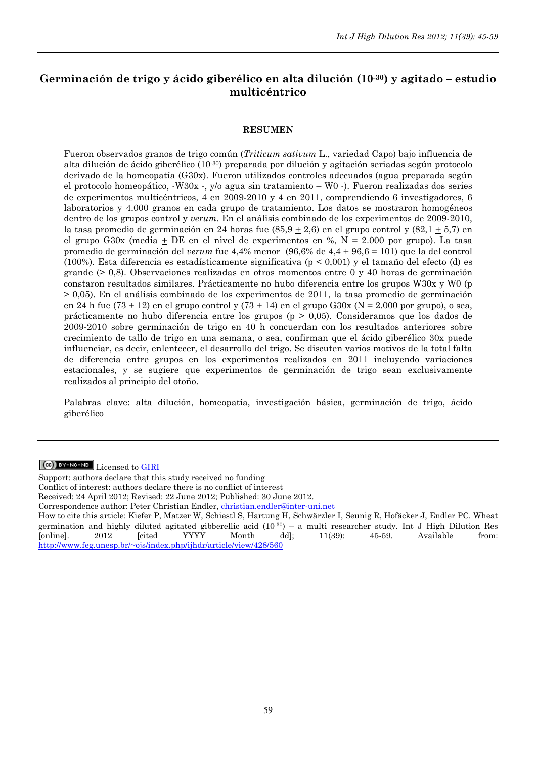# Germinación de trigo y ácido giberélico en alta dilución ($10^{-30}$) y agitado – estudio multicéntrico

## RESUMEN

Fueron observados granos de trigo común (*Triticum sativum* L., variedad Capo) bajo influencia de alta dilución de ácido giberélico ($10^{-30}$) preparada por dilución y agitación seriadas según protocolo derivado de la homeopatía (G30x). Fueron utilizados controles adecuados (agua preparada según el protocolo homeopático, -W30x -, y/o agua sin tratamiento – W0 -). Fueron realizadas dos series de experimentos multicéntricos, 4 en 2009-2010 y 4 en 2011, comprendiendo 6 investigadores, 6 laboratorios y 4.000 granos en cada grupo de tratamiento. Los datos se mostraron homogéneos dentro de los grupos control y *verum*. En el análisis combinado de los experimentos de 2009-2010, la tasa promedio de germinación en 24 horas fue (85,9 $\pm$ 2,6) en el grupo control y (82,1 $\pm$ 5,7) en el grupo G30x (media $\pm$ DE en el nivel de experimentos en %, N = 2.000 por grupo). La tasa promedio de germinación del *verum* fue 4,4% menor (96,6% de 4,4 + 96,6 = 101) que la del control (100%). Esta diferencia es estadísticamente significativa ($p < 0,001$) y el tamaño del efecto (d) es grande (> 0,8). Observaciones realizadas en otros momentos entre 0 y 40 horas de germinación constaron resultados similares. Prácticamente no hubo diferencia entre los grupos W30x y W0 ($p > 0,05$). En el análisis combinado de los experimentos de 2011, la tasa promedio de germinación en 24 h fue (73 + 12) en el grupo control y (73 + 14) en el grupo G30x (N = 2.000 por grupo), o sea, prácticamente no hubo diferencia entre los grupos ($p > 0,05$). Consideramos que los dados de 2009-2010 sobre germinación de trigo en 40 h concuerdan con los resultados anteriores sobre crecimiento de tallo de trigo en una semana, o sea, confirman que el ácido giberélico 30x puede influenciar, es decir, enlentecer, el desarrollo del trigo. Se discuten varios motivos de la total falta de diferencia entre grupos en los experimentos realizados en 2011 incluyendo variaciones estacionales, y se sugiere que experimentos de germinación de trigo sean exclusivamente realizados al principio del otoño.

Palabras clave: alta dilución, homeopatía, investigación básica, germinación de trigo, ácido giberélico

---

(cc) BY-NC-ND Licensed to GIRI

Support: authors declare that this study received no funding

Conflict of interest: authors declare there is no conflict of interest

Received: 24 April 2012; Revised: 22 June 2012; Published: 30 June 2012.

Correspondence author: Peter Christian Endler, christian.endler@inter-uni.net

How to cite this article: Kiefer P, Matzer W, Schiestl S, Hartung H, Schwärzler I, Seunig R, Hofäcker J, Endler PC. Wheat germination and highly diluted agitated gibberellic acid ($10^{-30}$) – a multi researcher study. Int J High Dilution Res [online]. 2012 [cited YYYY Month dd]; 11(39): 45-59. Available from: http://www.feg.unesp.br/~ojs/index.php/ijhdr/article/view/428/560